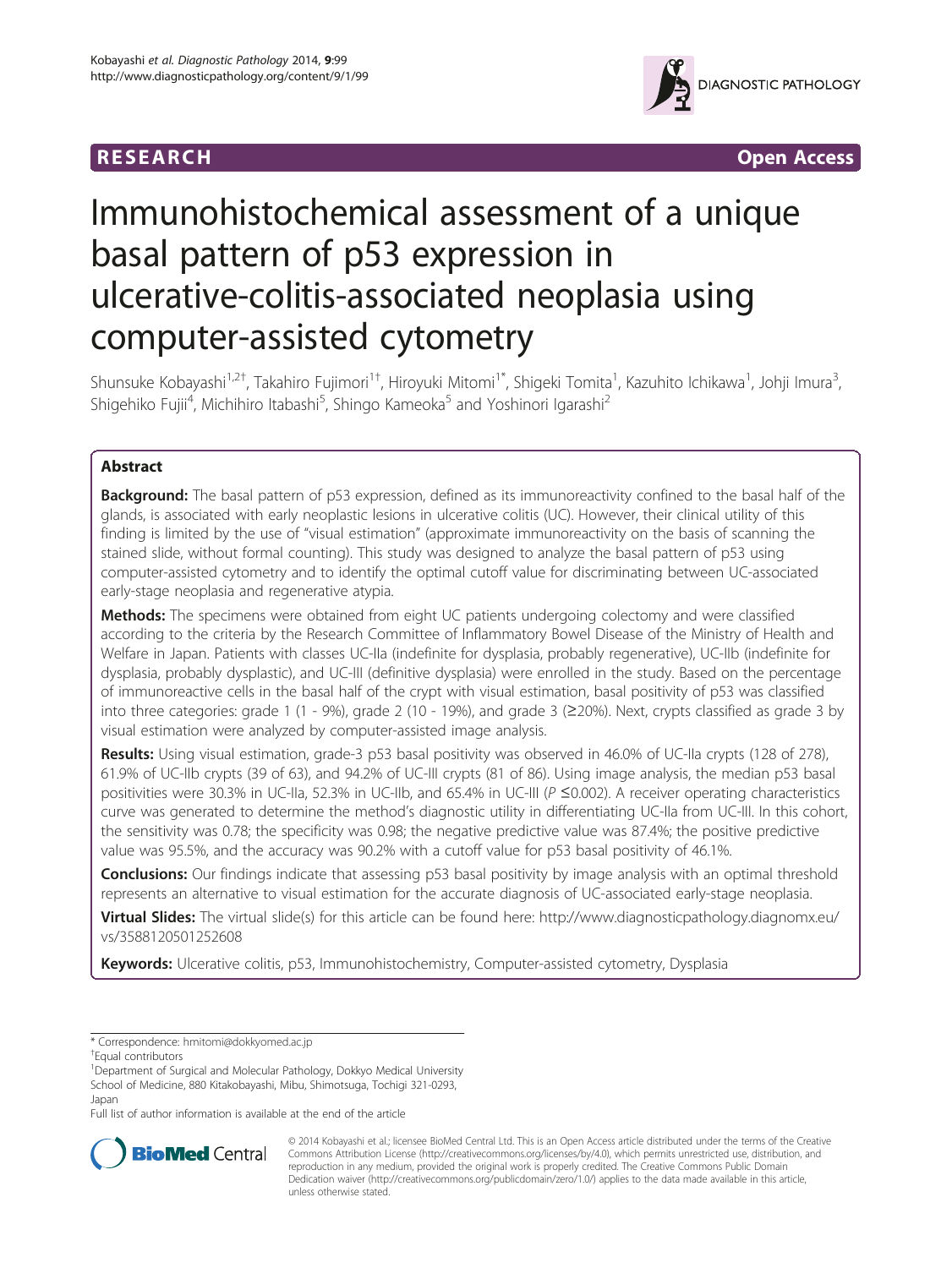RESEARCH Open Access

# Immunohistochemical assessment of a unique basal pattern of p53 expression in ulcerative-colitis-associated neoplasia using computer-assisted cytometry

Shunsuke Kobayashi[1,2†], Takahiro Fujimori[1†], Hiroyuki Mitomi[1*], Shigeki Tomita[1], Kazuhito Ichikawa[1], Johji Imura[3], Shigehiko Fujii[4], Michihiro Itabashi[5], Shingo Kameoka[5] and Yoshinori Igarashi[2]

## Abstract

**Background:** The basal pattern of p53 expression, defined as its immunoreactivity confined to the basal half of the glands, is associated with early neoplastic lesions in ulcerative colitis (UC). However, their clinical utility of this finding is limited by the use of "visual estimation" (approximate immunoreactivity on the basis of scanning the stained slide, without formal counting). This study was designed to analyze the basal pattern of p53 using computer-assisted cytometry and to identify the optimal cutoff value for discriminating between UC-associated early-stage neoplasia and regenerative atypia.

**Methods:** The specimens were obtained from eight UC patients undergoing colectomy and were classified according to the criteria by the Research Committee of Inflammatory Bowel Disease of the Ministry of Health and Welfare in Japan. Patients with classes UC-IIa (indefinite for dysplasia, probably regenerative), UC-IIb (indefinite for dysplasia, probably dysplastic), and UC-III (definitive dysplasia) were enrolled in the study. Based on the percentage of immunoreactive cells in the basal half of the crypt with visual estimation, basal positivity of p53 was classified into three categories: grade 1 (1 - 9%), grade 2 (10 - 19%), and grade 3 (≥20%). Next, crypts classified as grade 3 by visual estimation were analyzed by computer-assisted image analysis.

**Results:** Using visual estimation, grade-3 p53 basal positivity was observed in 46.0% of UC-IIa crypts (128 of 278), 61.9% of UC-IIb crypts (39 of 63), and 94.2% of UC-III crypts (81 of 86). Using image analysis, the median p53 basal positivities were 30.3% in UC-IIa, 52.3% in UC-IIb, and 65.4% in UC-III ($P \leq 0.002$). A receiver operating characteristics curve was generated to determine the method's diagnostic utility in differentiating UC-IIa from UC-III. In this cohort, the sensitivity was 0.78; the specificity was 0.98; the negative predictive value was 87.4%; the positive predictive value was 95.5%, and the accuracy was 90.2% with a cutoff value for p53 basal positivity of 46.1%.

**Conclusions:** Our findings indicate that assessing p53 basal positivity by image analysis with an optimal threshold represents an alternative to visual estimation for the accurate diagnosis of UC-associated early-stage neoplasia.

**Virtual Slides:** The virtual slide(s) for this article can be found here: http://www.diagnosticpathology.diagnomx.eu/vs/3588120501252608

**Keywords:** Ulcerative colitis, p53, Immunohistochemistry, Computer-assisted cytometry, Dysplasia

\* Correspondence: hmitomi@dokkyomed.ac.jp
†Equal contributors
[1]Department of Surgical and Molecular Pathology, Dokkyo Medical University School of Medicine, 880 Kitakobayashi, Mibu, Shimotsuga, Tochigi 321-0293, Japan
Full list of author information is available at the end of the article

© 2014 Kobayashi et al.; licensee BioMed Central Ltd. This is an Open Access article distributed under the terms of the Creative Commons Attribution License (http://creativecommons.org/licenses/by/4.0), which permits unrestricted use, distribution, and reproduction in any medium, provided the original work is properly credited. The Creative Commons Public Domain Dedication waiver (http://creativecommons.org/publicdomain/zero/1.0/) applies to the data made available in this article, unless otherwise stated.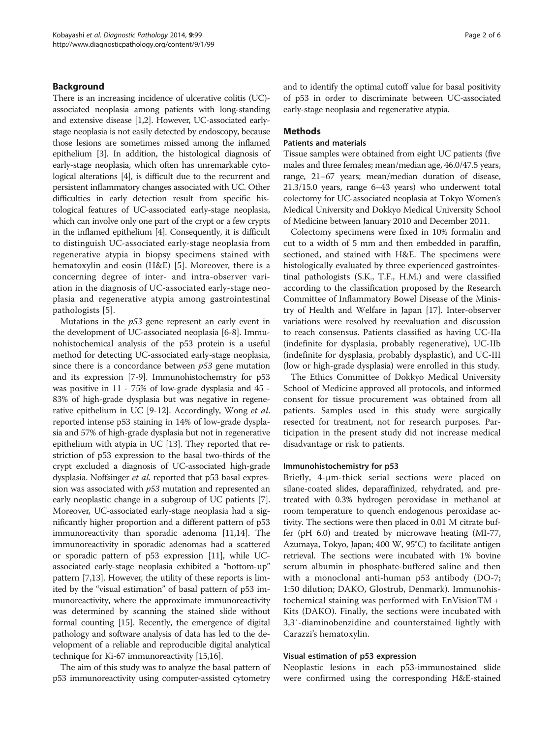## Background

There is an increasing incidence of ulcerative colitis (UC)-associated neoplasia among patients with long-standing and extensive disease [1,2]. However, UC-associated early-stage neoplasia is not easily detected by endoscopy, because those lesions are sometimes missed among the inflamed epithelium [3]. In addition, the histological diagnosis of early-stage neoplasia, which often has unremarkable cytological alterations [4], is difficult due to the recurrent and persistent inflammatory changes associated with UC. Other difficulties in early detection result from specific histological features of UC-associated early-stage neoplasia, which can involve only one part of the crypt or a few crypts in the inflamed epithelium [4]. Consequently, it is difficult to distinguish UC-associated early-stage neoplasia from regenerative atypia in biopsy specimens stained with hematoxylin and eosin (H&E) [5]. Moreover, there is a concerning degree of inter- and intra-observer variation in the diagnosis of UC-associated early-stage neoplasia and regenerative atypia among gastrointestinal pathologists [5].

Mutations in the *p53* gene represent an early event in the development of UC-associated neoplasia [6-8]. Immunohistochemical analysis of the p53 protein is a useful method for detecting UC-associated early-stage neoplasia, since there is a concordance between *p53* gene mutation and its expression [7-9]. Immunohistochemstry for p53 was positive in 11 - 75% of low-grade dysplasia and 45 - 83% of high-grade dysplasia but was negative in regenerative epithelium in UC [9-12]. Accordingly, Wong *et al.* reported intense p53 staining in 14% of low-grade dysplasia and 57% of high-grade dysplasia but not in regenerative epithelium with atypia in UC [13]. They reported that restriction of p53 expression to the basal two-thirds of the crypt excluded a diagnosis of UC-associated high-grade dysplasia. Noffsinger *et al.* reported that p53 basal expression was associated with *p53* mutation and represented an early neoplastic change in a subgroup of UC patients [7]. Moreover, UC-associated early-stage neoplasia had a significantly higher proportion and a different pattern of p53 immunoreactivity than sporadic adenoma [11,14]. The immunoreactivity in sporadic adenomas had a scattered or sporadic pattern of p53 expression [11], while UC-associated early-stage neoplasia exhibited a "bottom-up" pattern [7,13]. However, the utility of these reports is limited by the "visual estimation" of basal pattern of p53 immunoreactivity, where the approximate immunoreactivity was determined by scanning the stained slide without formal counting [15]. Recently, the emergence of digital pathology and software analysis of data has led to the development of a reliable and reproducible digital analytical technique for Ki-67 immunoreactivity [15,16].

The aim of this study was to analyze the basal pattern of p53 immunoreactivity using computer-assisted cytometry and to identify the optimal cutoff value for basal positivity of p53 in order to discriminate between UC-associated early-stage neoplasia and regenerative atypia.

## Methods

### Patients and materials

Tissue samples were obtained from eight UC patients (five males and three females; mean/median age, 46.0/47.5 years, range, 21–67 years; mean/median duration of disease, 21.3/15.0 years, range 6–43 years) who underwent total colectomy for UC-associated neoplasia at Tokyo Women's Medical University and Dokkyo Medical University School of Medicine between January 2010 and December 2011.

Colectomy specimens were fixed in 10% formalin and cut to a width of 5 mm and then embedded in paraffin, sectioned, and stained with H&E. The specimens were histologically evaluated by three experienced gastrointestinal pathologists (S.K., T.F., H.M.) and were classified according to the classification proposed by the Research Committee of Inflammatory Bowel Disease of the Ministry of Health and Welfare in Japan [17]. Inter-observer variations were resolved by reevaluation and discussion to reach consensus. Patients classified as having UC-IIa (indefinite for dysplasia, probably regenerative), UC-IIb (indefinite for dysplasia, probably dysplastic), and UC-III (low or high-grade dysplasia) were enrolled in this study.

The Ethics Committee of Dokkyo Medical University School of Medicine approved all protocols, and informed consent for tissue procurement was obtained from all patients. Samples used in this study were surgically resected for treatment, not for research purposes. Participation in the present study did not increase medical disadvantage or risk to patients.

### Immunohistochemistry for p53

Briefly, 4-μm-thick serial sections were placed on silane-coated slides, deparaffinized, rehydrated, and pretreated with 0.3% hydrogen peroxidase in methanol at room temperature to quench endogenous peroxidase activity. The sections were then placed in 0.01 M citrate buffer (pH 6.0) and treated by microwave heating (MI-77, Azumaya, Tokyo, Japan; 400 W, 95°C) to facilitate antigen retrieval. The sections were incubated with 1% bovine serum albumin in phosphate-buffered saline and then with a monoclonal anti-human p53 antibody (DO-7; 1:50 dilution; DAKO, Glostrub, Denmark). Immunohistochemical staining was performed with EnVisionTM + Kits (DAKO). Finally, the sections were incubated with 3,3′-diaminobenzidine and counterstained lightly with Carazzi's hematoxylin.

### Visual estimation of p53 expression

Neoplastic lesions in each p53-immunostained slide were confirmed using the corresponding H&E-stained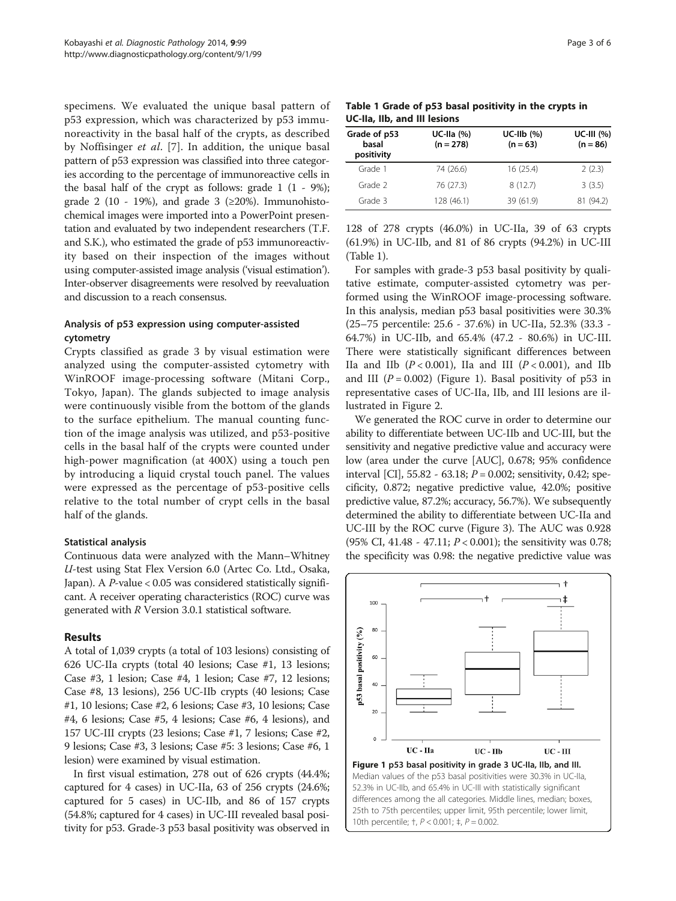specimens. We evaluated the unique basal pattern of p53 expression, which was characterized by p53 immunoreactivity in the basal half of the crypts, as described by Noffisinger *et al*. [7]. In addition, the unique basal pattern of p53 expression was classified into three categories according to the percentage of immunoreactive cells in the basal half of the crypt as follows: grade 1 (1 - 9%); grade 2 (10 - 19%), and grade 3 (≥20%). Immunohistochemical images were imported into a PowerPoint presentation and evaluated by two independent researchers (T.F. and S.K.), who estimated the grade of p53 immunoreactivity based on their inspection of the images without using computer-assisted image analysis ('visual estimation'). Inter-observer disagreements were resolved by reevaluation and discussion to a reach consensus.

### Analysis of p53 expression using computer-assisted cytometry

Crypts classified as grade 3 by visual estimation were analyzed using the computer-assisted cytometry with WinROOF image-processing software (Mitani Corp., Tokyo, Japan). The glands subjected to image analysis were continuously visible from the bottom of the glands to the surface epithelium. The manual counting function of the image analysis was utilized, and p53-positive cells in the basal half of the crypts were counted under high-power magnification (at 400X) using a touch pen by introducing a liquid crystal touch panel. The values were expressed as the percentage of p53-positive cells relative to the total number of crypt cells in the basal half of the glands.

### Statistical analysis

Continuous data were analyzed with the Mann–Whitney *U*-test using Stat Flex Version 6.0 (Artec Co. Ltd., Osaka, Japan). A *P*-value < 0.05 was considered statistically significant. A receiver operating characteristics (ROC) curve was generated with *R* Version 3.0.1 statistical software.

## Results

A total of 1,039 crypts (a total of 103 lesions) consisting of 626 UC-IIa crypts (total 40 lesions; Case #1, 13 lesions; Case #3, 1 lesion; Case #4, 1 lesion; Case #7, 12 lesions; Case #8, 13 lesions), 256 UC-IIb crypts (40 lesions; Case #1, 10 lesions; Case #2, 6 lesions; Case #3, 10 lesions; Case #4, 6 lesions; Case #5, 4 lesions; Case #6, 4 lesions), and 157 UC-III crypts (23 lesions; Case #1, 7 lesions; Case #2, 9 lesions; Case #3, 3 lesions; Case #5: 3 lesions; Case #6, 1 lesion) were examined by visual estimation.

In first visual estimation, 278 out of 626 crypts (44.4%; captured for 4 cases) in UC-IIa, 63 of 256 crypts (24.6%; captured for 5 cases) in UC-IIb, and 86 of 157 crypts (54.8%; captured for 4 cases) in UC-III revealed basal positivity for p53. Grade-3 p53 basal positivity was observed in 128 of 278 crypts (46.0%) in UC-IIa, 39 of 63 crypts (61.9%) in UC-IIb, and 81 of 86 crypts (94.2%) in UC-III (Table 1).

**Table 1 Grade of p53 basal positivity in the crypts in UC-IIa, IIb, and III lesions**

| Grade of p53 basal positivity | UC-IIa (%) (n = 278) | UC-IIb (%) (n = 63) | UC-III (%) (n = 86) |
|---|---|---|---|
| Grade 1 | 74 (26.6) | 16 (25.4) | 2 (2.3) |
| Grade 2 | 76 (27.3) | 8 (12.7) | 3 (3.5) |
| Grade 3 | 128 (46.1) | 39 (61.9) | 81 (94.2) |

For samples with grade-3 p53 basal positivity by qualitative estimate, computer-assisted cytometry was performed using the WinROOF image-processing software. In this analysis, median p53 basal positivities were 30.3% (25–75 percentile: 25.6 - 37.6%) in UC-IIa, 52.3% (33.3 - 64.7%) in UC-IIb, and 65.4% (47.2 - 80.6%) in UC-III. There were statistically significant differences between IIa and IIb ($P < 0.001$), IIa and III ($P < 0.001$), and IIb and III ($P = 0.002$) (Figure 1). Basal positivity of p53 in representative cases of UC-IIa, IIb, and III lesions are illustrated in Figure 2.

We generated the ROC curve in order to determine our ability to differentiate between UC-IIb and UC-III, but the sensitivity and negative predictive value and accuracy were low (area under the curve [AUC], 0.678; 95% confidence interval [CI], 55.82 - 63.18; $P = 0.002$; sensitivity, 0.42; specificity, 0.872; negative predictive value, 42.0%; positive predictive value, 87.2%; accuracy, 56.7%). We subsequently determined the ability to differentiate between UC-IIa and UC-III by the ROC curve (Figure 3). The AUC was 0.928 (95% CI, 41.48 - 47.11; $P < 0.001$); the sensitivity was 0.78; the specificity was 0.98: the negative predictive value was

**Figure 1 p53 basal positivity in grade 3 UC-IIa, IIb, and III.** Median values of the p53 basal positivities were 30.3% in UC-IIa, 52.3% in UC-IIb, and 65.4% in UC-III with statistically significant differences among the all categories. Middle lines, median; boxes, 25th to 75th percentiles; upper limit, 95th percentile; lower limit, 10th percentile; †, $P < 0.001$; ‡, $P = 0.002$.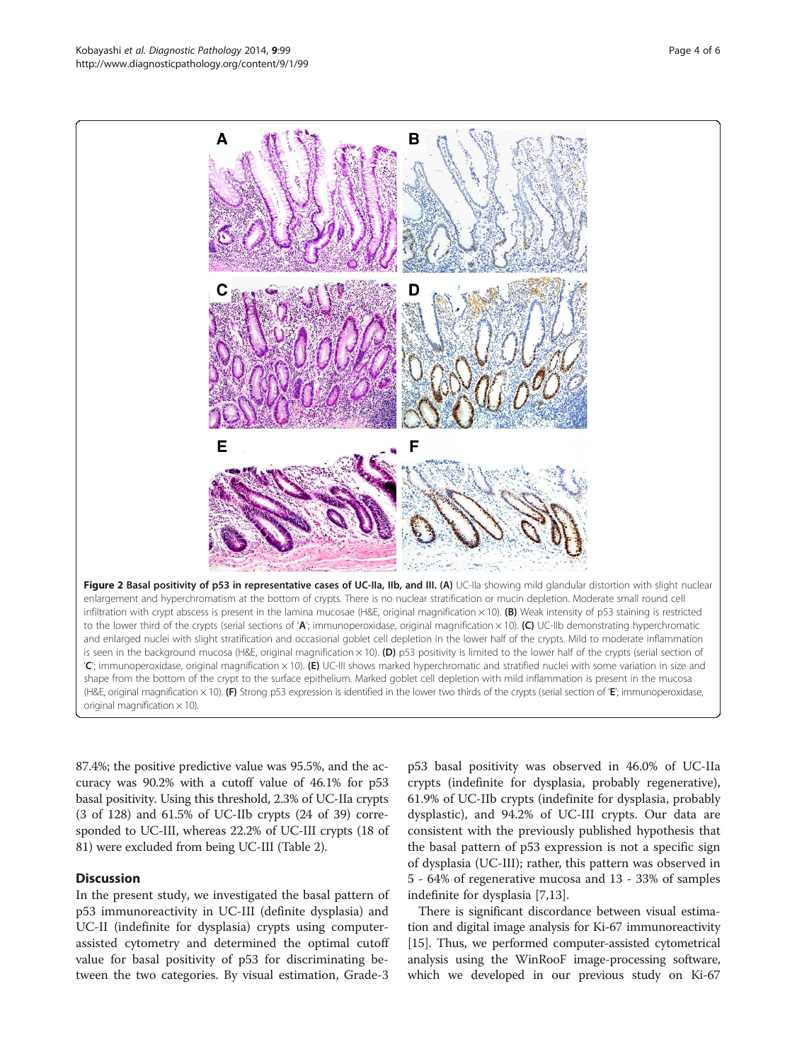**Figure 2 Basal positivity of p53 in representative cases of UC-IIa, IIb, and III. (A)** UC-IIa showing mild glandular distortion with slight nuclear enlargement and hyperchromatism at the bottom of crypts. There is no nuclear stratification or mucin depletion. Moderate small round cell infiltration with crypt abscess is present in the lamina mucosae (H&E, original magnification × 10). **(B)** Weak intensity of p53 staining is restricted to the lower third of the crypts (serial sections of '**A**'; immunoperoxidase, original magnification × 10). **(C)** UC-IIb demonstrating hyperchromatic and enlarged nuclei with slight stratification and occasional goblet cell depletion in the lower half of the crypts. Mild to moderate inflammation is seen in the background mucosa (H&E, original magnification × 10). **(D)** p53 positivity is limited to the lower half of the crypts (serial section of '**C**'; immunoperoxidase, original magnification × 10). **(E)** UC-III shows marked hyperchromatic and stratified nuclei with some variation in size and shape from the bottom of the crypt to the surface epithelium. Marked goblet cell depletion with mild inflammation is present in the mucosa (H&E, original magnification × 10). **(F)** Strong p53 expression is identified in the lower two thirds of the crypts (serial section of '**E**'; immunoperoxidase, original magnification × 10).

87.4%; the positive predictive value was 95.5%, and the accuracy was 90.2% with a cutoff value of 46.1% for p53 basal positivity. Using this threshold, 2.3% of UC-IIa crypts (3 of 128) and 61.5% of UC-IIb crypts (24 of 39) corresponded to UC-III, whereas 22.2% of UC-III crypts (18 of 81) were excluded from being UC-III (Table 2).

## Discussion

In the present study, we investigated the basal pattern of p53 immunoreactivity in UC-III (definite dysplasia) and UC-II (indefinite for dysplasia) crypts using computer-assisted cytometry and determined the optimal cutoff value for basal positivity of p53 for discriminating between the two categories. By visual estimation, Grade-3 p53 basal positivity was observed in 46.0% of UC-IIa crypts (indefinite for dysplasia, probably regenerative), 61.9% of UC-IIb crypts (indefinite for dysplasia, probably dysplastic), and 94.2% of UC-III crypts. Our data are consistent with the previously published hypothesis that the basal pattern of p53 expression is not a specific sign of dysplasia (UC-III); rather, this pattern was observed in 5 - 64% of regenerative mucosa and 13 - 33% of samples indefinite for dysplasia [7,13].

There is significant discordance between visual estimation and digital image analysis for Ki-67 immunoreactivity [15]. Thus, we performed computer-assisted cytometrical analysis using the WinRooF image-processing software, which we developed in our previous study on Ki-67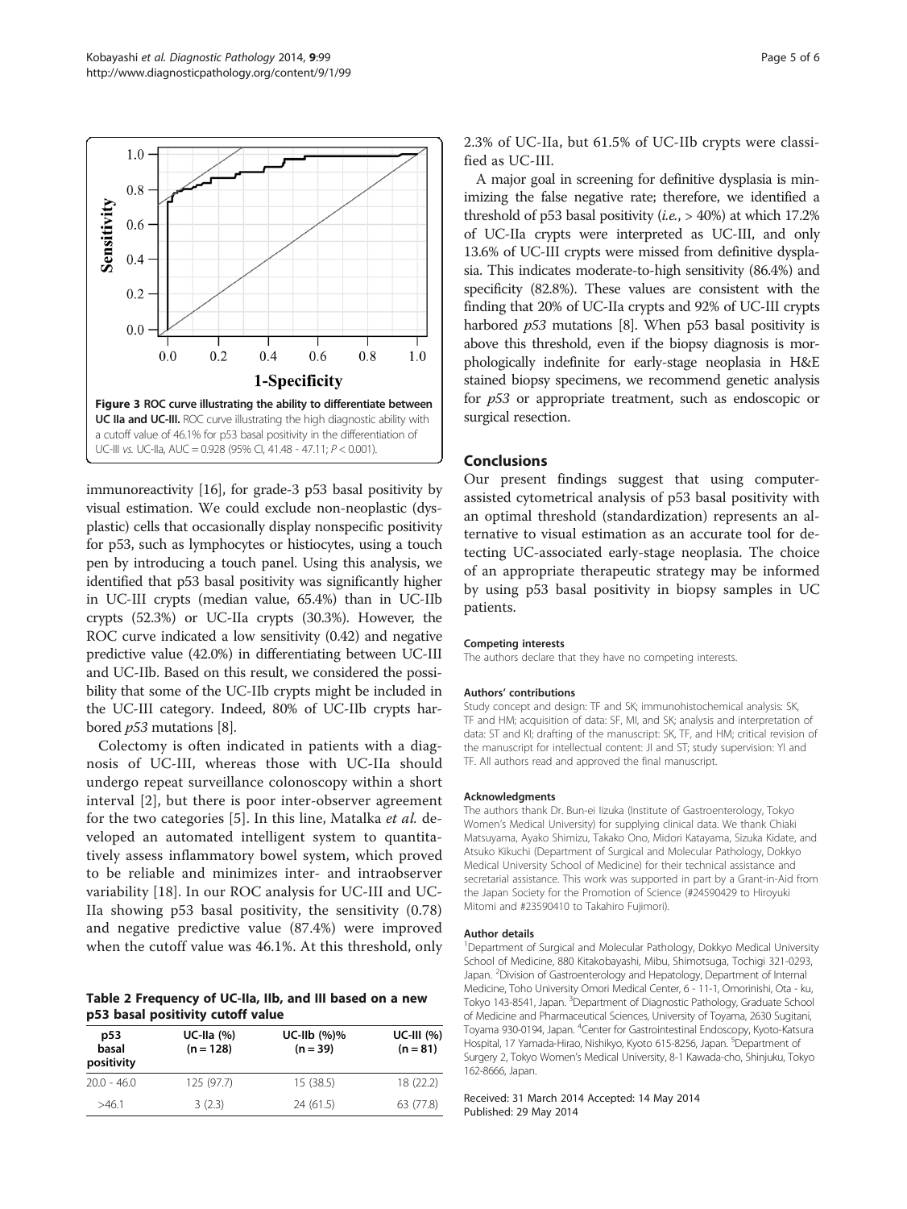Figure 3 ROC curve illustrating the ability to differentiate between UC IIa and UC-III. ROC curve illustrating the high diagnostic ability with a cutoff value of 46.1% for p53 basal positivity in the differentiation of UC-III vs. UC-IIa, AUC = 0.928 (95% CI, 41.48 - 47.11; $P < 0.001$).

immunoreactivity [16], for grade-3 p53 basal positivity by visual estimation. We could exclude non-neoplastic (dysplastic) cells that occasionally display nonspecific positivity for p53, such as lymphocytes or histiocytes, using a touch pen by introducing a touch panel. Using this analysis, we identified that p53 basal positivity was significantly higher in UC-III crypts (median value, 65.4%) than in UC-IIb crypts (52.3%) or UC-IIa crypts (30.3%). However, the ROC curve indicated a low sensitivity (0.42) and negative predictive value (42.0%) in differentiating between UC-III and UC-IIb. Based on this result, we considered the possibility that some of the UC-IIb crypts might be included in the UC-III category. Indeed, 80% of UC-IIb crypts harbored *p53* mutations [8].

Colectomy is often indicated in patients with a diagnosis of UC-III, whereas those with UC-IIa should undergo repeat surveillance colonoscopy within a short interval [2], but there is poor inter-observer agreement for the two categories [5]. In this line, Matalka *et al.* developed an automated intelligent system to quantitatively assess inflammatory bowel system, which proved to be reliable and minimizes inter- and intraobserver variability [18]. In our ROC analysis for UC-III and UC-IIa showing p53 basal positivity, the sensitivity (0.78) and negative predictive value (87.4%) were improved when the cutoff value was 46.1%. At this threshold, only 2.3% of UC-IIa, but 61.5% of UC-IIb crypts were classified as UC-III.

**Table 2 Frequency of UC-IIa, IIb, and III based on a new p53 basal positivity cutoff value**

| p53 basal positivity | UC-IIa (%) (n = 128) | UC-IIb (%)% (n = 39) | UC-III (%) (n = 81) |
|---|---|---|---|
| 20.0 - 46.0 | 125 (97.7) | 15 (38.5) | 18 (22.2) |
| >46.1 | 3 (2.3) | 24 (61.5) | 63 (77.8) |

A major goal in screening for definitive dysplasia is minimizing the false negative rate; therefore, we identified a threshold of p53 basal positivity (*i.e.*, > 40%) at which 17.2% of UC-IIa crypts were interpreted as UC-III, and only 13.6% of UC-III crypts were missed from definitive dysplasia. This indicates moderate-to-high sensitivity (86.4%) and specificity (82.8%). These values are consistent with the finding that 20% of UC-IIa crypts and 92% of UC-III crypts harbored *p53* mutations [8]. When p53 basal positivity is above this threshold, even if the biopsy diagnosis is morphologically indefinite for early-stage neoplasia in H&E stained biopsy specimens, we recommend genetic analysis for *p53* or appropriate treatment, such as endoscopic or surgical resection.

## Conclusions

Our present findings suggest that using computer-assisted cytometrical analysis of p53 basal positivity with an optimal threshold (standardization) represents an alternative to visual estimation as an accurate tool for detecting UC-associated early-stage neoplasia. The choice of an appropriate therapeutic strategy may be informed by using p53 basal positivity in biopsy samples in UC patients.

#### Competing interests

The authors declare that they have no competing interests.

#### Authors' contributions

Study concept and design: TF and SK; immunohistochemical analysis: SK, TF and HM; acquisition of data: SF, MI, and SK; analysis and interpretation of data: ST and KI; drafting of the manuscript: SK, TF, and HM; critical revision of the manuscript for intellectual content: JI and ST; study supervision: YI and TF. All authors read and approved the final manuscript.

#### Acknowledgments

The authors thank Dr. Bun-ei Iizuka (Institute of Gastroenterology, Tokyo Women's Medical University) for supplying clinical data. We thank Chiaki Matsuyama, Ayako Shimizu, Takako Ono, Midori Katayama, Sizuka Kidate, and Atsuko Kikuchi (Department of Surgical and Molecular Pathology, Dokkyo Medical University School of Medicine) for their technical assistance and secretarial assistance. This work was supported in part by a Grant-in-Aid from the Japan Society for the Promotion of Science (#24590429 to Hiroyuki Mitomi and #23590410 to Takahiro Fujimori).

#### Author details

[1]Department of Surgical and Molecular Pathology, Dokkyo Medical University School of Medicine, 880 Kitakobayashi, Mibu, Shimotsuga, Tochigi 321-0293, Japan. [2]Division of Gastroenterology and Hepatology, Department of Internal Medicine, Toho University Omori Medical Center, 6 - 11-1, Omorinishi, Ota - ku, Tokyo 143-8541, Japan. [3]Department of Diagnostic Pathology, Graduate School of Medicine and Pharmaceutical Sciences, University of Toyama, 2630 Sugitani, Toyama 930-0194, Japan. [4]Center for Gastrointestinal Endoscopy, Kyoto-Katsura Hospital, 17 Yamada-Hirao, Nishikyo, Kyoto 615-8256, Japan. [5]Department of Surgery 2, Tokyo Women's Medical University, 8-1 Kawada-cho, Shinjuku, Tokyo 162-8666, Japan.

Received: 31 March 2014 Accepted: 14 May 2014
Published: 29 May 2014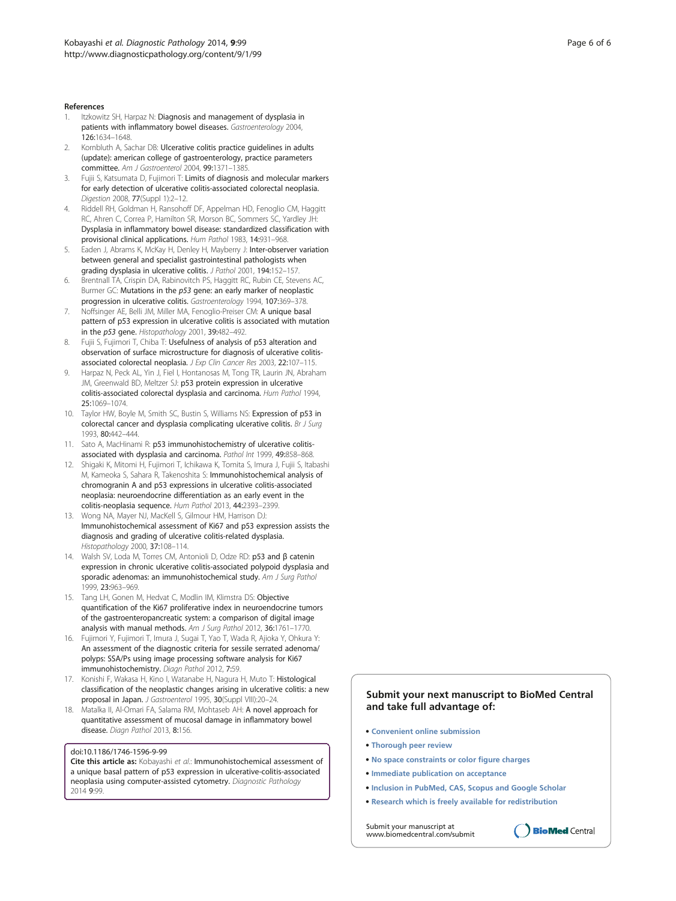## References

1. Itzkowitz SH, Harpaz N: **Diagnosis and management of dysplasia in patients with inflammatory bowel diseases.** *Gastroenterology* 2004, **126:**1634–1648.
2. Kornbluth A, Sachar DB: **Ulcerative colitis practice guidelines in adults (update): american college of gastroenterology, practice parameters committee.** *Am J Gastroenterol* 2004, **99:**1371–1385.
3. Fujii S, Katsumata D, Fujimori T: **Limits of diagnosis and molecular markers for early detection of ulcerative colitis-associated colorectal neoplasia.** *Digestion* 2008, **77**(Suppl 1):2–12.
4. Riddell RH, Goldman H, Ransohoff DF, Appelman HD, Fenoglio CM, Haggitt RC, Ahren C, Correa P, Hamilton SR, Morson BC, Sommers SC, Yardley JH: **Dysplasia in inflammatory bowel disease: standardized classification with provisional clinical applications.** *Hum Pathol* 1983, **14:**931–968.
5. Eaden J, Abrams K, McKay H, Denley H, Mayberry J: **Inter-observer variation between general and specialist gastrointestinal pathologists when grading dysplasia in ulcerative colitis.** *J Pathol* 2001, **194:**152–157.
6. Brentnall TA, Crispin DA, Rabinovitch PS, Haggitt RC, Rubin CE, Stevens AC, Burmer GC: **Mutations in the *p53* gene: an early marker of neoplastic progression in ulcerative colitis.** *Gastroenterology* 1994, **107:**369–378.
7. Noffsinger AE, Belli JM, Miller MA, Fenoglio-Preiser CM: **A unique basal pattern of p53 expression in ulcerative colitis is associated with mutation in the *p53* gene.** *Histopathology* 2001, **39:**482–492.
8. Fujii S, Fujimori T, Chiba T: **Usefulness of analysis of p53 alteration and observation of surface microstructure for diagnosis of ulcerative colitis-associated colorectal neoplasia.** *J Exp Clin Cancer Res* 2003, **22:**107–115.
9. Harpaz N, Peck AL, Yin J, Fiel I, Hontanosas M, Tong TR, Laurin JN, Abraham JM, Greenwald BD, Meltzer SJ: **p53 protein expression in ulcerative colitis-associated colorectal dysplasia and carcinoma.** *Hum Pathol* 1994, **25:**1069–1074.
10. Taylor HW, Boyle M, Smith SC, Bustin S, Williams NS: **Expression of p53 in colorectal cancer and dysplasia complicating ulcerative colitis.** *Br J Surg* 1993, **80:**442–444.
11. Sato A, MacHinami R: **p53 immunohistochemistry of ulcerative colitis-associated with dysplasia and carcinoma.** *Pathol Int* 1999, **49:**858–868.
12. Shigaki K, Mitomi H, Fujimori T, Ichikawa K, Tomita S, Imura J, Fujii S, Itabashi M, Kameoka S, Sahara R, Takenoshita S: **Immunohistochemical analysis of chromogranin A and p53 expressions in ulcerative colitis-associated neoplasia: neuroendocrine differentiation as an early event in the colitis-neoplasia sequence.** *Hum Pathol* 2013, **44:**2393–2399.
13. Wong NA, Mayer NJ, MacKell S, Gilmour HM, Harrison DJ: **Immunohistochemical assessment of Ki67 and p53 expression assists the diagnosis and grading of ulcerative colitis-related dysplasia.** *Histopathology* 2000, **37:**108–114.
14. Walsh SV, Loda M, Torres CM, Antonioli D, Odze RD: **p53 and β catenin expression in chronic ulcerative colitis-associated polypoid dysplasia and sporadic adenomas: an immunohistochemical study.** *Am J Surg Pathol* 1999, **23:**963–969.
15. Tang LH, Gonen M, Hedvat C, Modlin IM, Klimstra DS: **Objective quantification of the Ki67 proliferative index in neuroendocrine tumors of the gastroenteropancreatic system: a comparison of digital image analysis with manual methods.** *Am J Surg Pathol* 2012, **36:**1761–1770.
16. Fujimori Y, Fujimori T, Imura J, Sugai T, Yao T, Wada R, Ajioka Y, Ohkura Y: **An assessment of the diagnostic criteria for sessile serrated adenoma/polyps: SSA/Ps using image processing software analysis for Ki67 immunohistochemistry.** *Diagn Pathol* 2012, **7:**59.
17. Konishi F, Wakasa H, Kino I, Watanabe H, Nagura H, Muto T: **Histological classification of the neoplastic changes arising in ulcerative colitis: a new proposal in Japan.** *J Gastroenterol* 1995, **30**(Suppl VIII):20–24.
18. Matalka II, Al-Omari FA, Salama RM, Mohtaseb AH: **A novel approach for quantitative assessment of mucosal damage in inflammatory bowel disease.** *Diagn Pathol* 2013, **8:**156.

doi:10.1186/1746-1596-9-99

**Cite this article as:** Kobayashi *et al.*: Immunohistochemical assessment of a unique basal pattern of p53 expression in ulcerative-colitis-associated neoplasia using computer-assisted cytometry. *Diagnostic Pathology* 2014 **9**:99.

**Submit your next manuscript to BioMed Central and take full advantage of:**

- **Convenient online submission**
- **Thorough peer review**
- **No space constraints or color figure charges**
- **Immediate publication on acceptance**
- **Inclusion in PubMed, CAS, Scopus and Google Scholar**
- **Research which is freely available for redistribution**

Submit your manuscript at www.biomedcentral.com/submit

BioMed Central